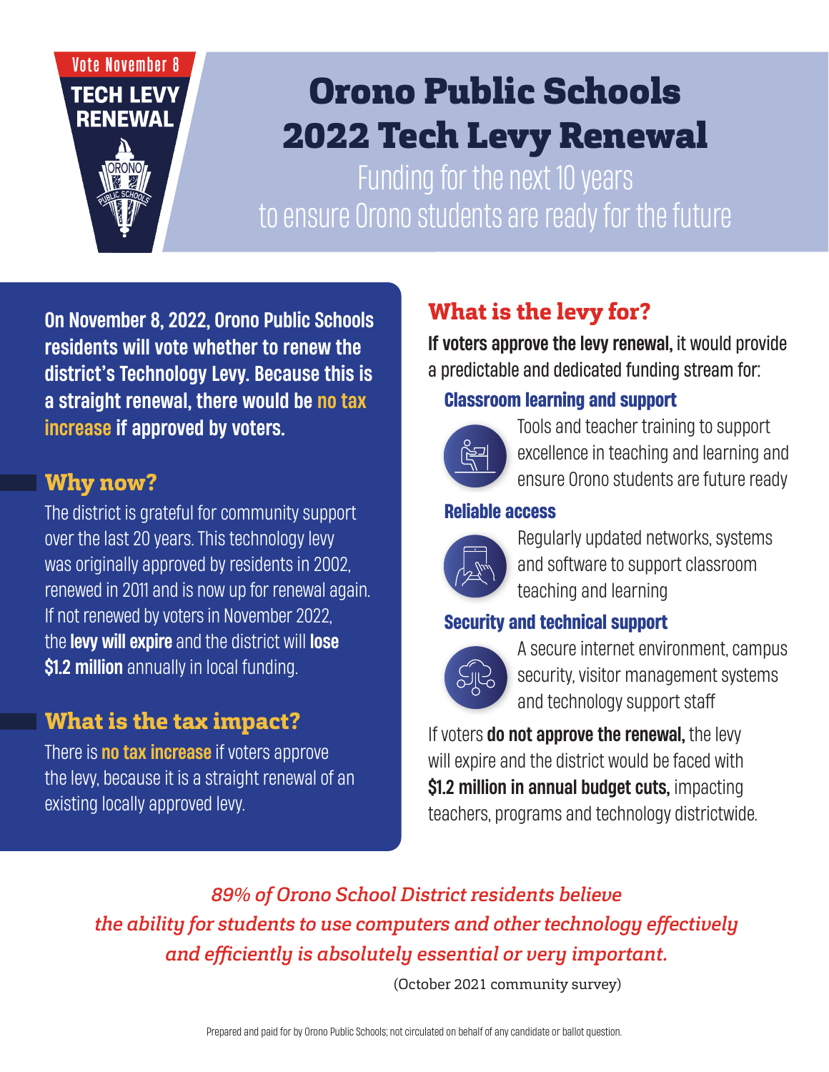Vote November 8

**TECH LEVY RENEWAL**

# Orono Public Schools 2022 Tech Levy Renewal

Funding for the next 10 years
to ensure Orono students are ready for the future

**On November 8, 2022, Orono Public Schools residents will vote whether to renew the district's Technology Levy. Because this is a straight renewal, there would be no tax increase if approved by voters.**

## Why now?

The district is grateful for community support over the last 20 years. This technology levy was originally approved by residents in 2002, renewed in 2011 and is now up for renewal again. If not renewed by voters in November 2022, the **levy will expire** and the district will **lose $1.2 million** annually in local funding.

## What is the tax impact?

There is **no tax increase** if voters approve the levy, because it is a straight renewal of an existing locally approved levy.

## What is the levy for?

**If voters approve the levy renewal,** it would provide a predictable and dedicated funding stream for:

### Classroom learning and support

Tools and teacher training to support excellence in teaching and learning and ensure Orono students are future ready

### Reliable access

Regularly updated networks, systems and software to support classroom teaching and learning

### Security and technical support

A secure internet environment, campus security, visitor management systems and technology support staff

If voters **do not approve the renewal,** the levy will expire and the district would be faced with **$1.2 million in annual budget cuts,** impacting teachers, programs and technology districtwide.

*89% of Orono School District residents believe the ability for students to use computers and other technology effectively and efficiently is absolutely essential or very important.*

(October 2021 community survey)

Prepared and paid for by Orono Public Schools; not circulated on behalf of any candidate or ballot question.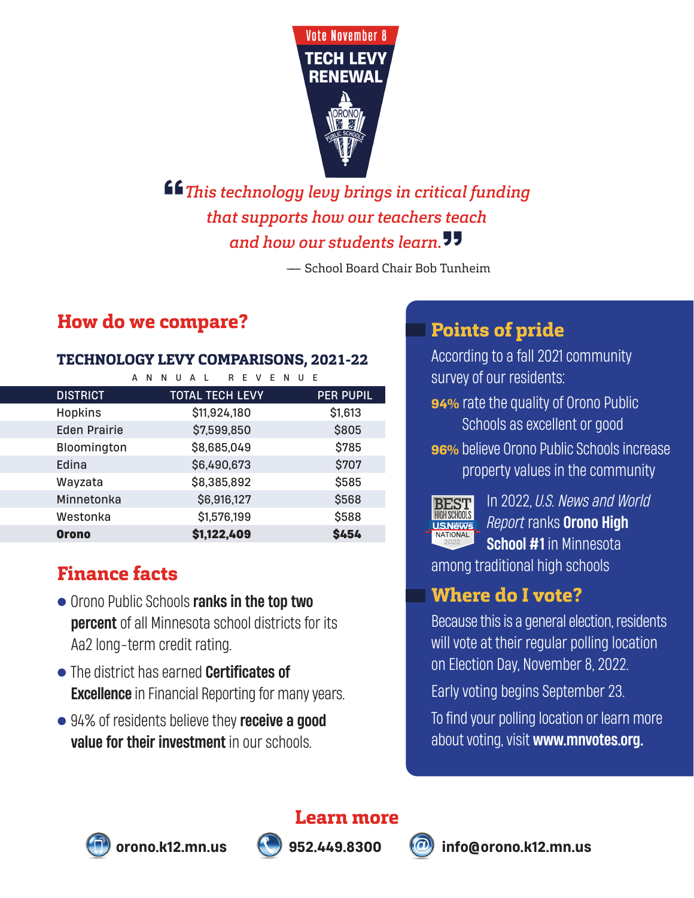Vote November 8

# TECH LEVY RENEWAL

*"This technology levy brings in critical funding that supports how our teachers teach and how our students learn."*

— School Board Chair Bob Tunheim

## How do we compare?

### TECHNOLOGY LEVY COMPARISONS, 2021-22

ANNUAL REVENUE

| DISTRICT | TOTAL TECH LEVY | PER PUPIL |
|---|---|---|
| Hopkins | $11,924,180 | $1,613 |
| Eden Prairie | $7,599,850 | $805 |
| Bloomington | $8,685,049 | $785 |
| Edina | $6,490,673 | $707 |
| Wayzata | $8,385,892 | $585 |
| Minnetonka | $6,916,127 | $568 |
| Westonka | $1,576,199 | $588 |
| **Orono** | **$1,122,409** | **$454** |

## Finance facts

- Orono Public Schools **ranks in the top two percent** of all Minnesota school districts for its Aa2 long-term credit rating.
- The district has earned **Certificates of Excellence** in Financial Reporting for many years.
- 94% of residents believe they **receive a good value for their investment** in our schools.

## Points of pride

According to a fall 2021 community survey of our residents:

**94%** rate the quality of Orono Public Schools as excellent or good

**96%** believe Orono Public Schools increase property values in the community

In 2022, *U.S. News and World Report* ranks **Orono High School #1** in Minnesota among traditional high schools

## Where do I vote?

Because this is a general election, residents will vote at their regular polling location on Election Day, November 8, 2022.

Early voting begins September 23.

To find your polling location or learn more about voting, visit **www.mnvotes.org.**

## Learn more

**orono.k12.mn.us** | **952.449.8300** | **info@orono.k12.mn.us**